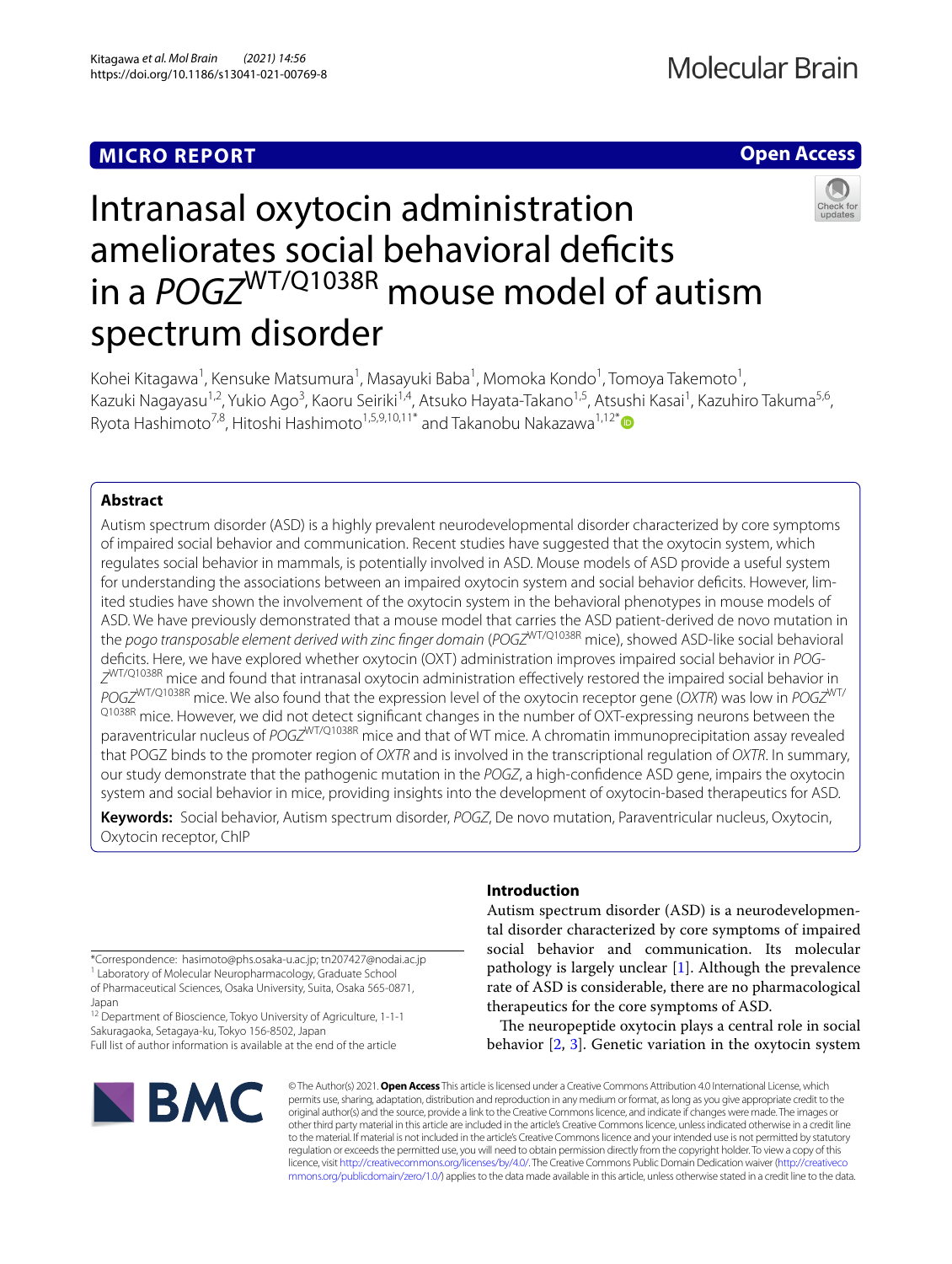MICRO REPORT

Open Access

# Intranasal oxytocin administration ameliorates social behavioral deficits in a *POGZ*$^{WT/Q1038R}$ mouse model of autism spectrum disorder

Kohei Kitagawa[1], Kensuke Matsumura[1], Masayuki Baba[1], Momoka Kondo[1], Tomoya Takemoto[1], Kazuki Nagayasu[1,2], Yukio Ago[3], Kaoru Seiriki[1,4], Atsuko Hayata-Takano[1,5], Atsushi Kasai[1], Kazuhiro Takuma[5,6], Ryota Hashimoto[7,8], Hitoshi Hashimoto[1,5,9,10,11*] and Takanobu Nakazawa[1,12*]

## Abstract

Autism spectrum disorder (ASD) is a highly prevalent neurodevelopmental disorder characterized by core symptoms of impaired social behavior and communication. Recent studies have suggested that the oxytocin system, which regulates social behavior in mammals, is potentially involved in ASD. Mouse models of ASD provide a useful system for understanding the associations between an impaired oxytocin system and social behavior deficits. However, limited studies have shown the involvement of the oxytocin system in the behavioral phenotypes in mouse models of ASD. We have previously demonstrated that a mouse model that carries the ASD patient-derived de novo mutation in the *pogo transposable element derived with zinc finger domain* (*POGZ*$^{WT/Q1038R}$ mice), showed ASD-like social behavioral deficits. Here, we have explored whether oxytocin (OXT) administration improves impaired social behavior in *POGZ*$^{WT/Q1038R}$ mice and found that intranasal oxytocin administration effectively restored the impaired social behavior in *POGZ*$^{WT/Q1038R}$ mice. We also found that the expression level of the oxytocin receptor gene (*OXTR*) was low in *POGZ*$^{WT/Q1038R}$ mice. However, we did not detect significant changes in the number of OXT-expressing neurons between the paraventricular nucleus of *POGZ*$^{WT/Q1038R}$ mice and that of WT mice. A chromatin immunoprecipitation assay revealed that POGZ binds to the promoter region of *OXTR* and is involved in the transcriptional regulation of *OXTR*. In summary, our study demonstrate that the pathogenic mutation in the *POGZ*, a high-confidence ASD gene, impairs the oxytocin system and social behavior in mice, providing insights into the development of oxytocin-based therapeutics for ASD.

**Keywords:** Social behavior, Autism spectrum disorder, *POGZ*, De novo mutation, Paraventricular nucleus, Oxytocin, Oxytocin receptor, ChIP

*Correspondence: hasimoto@phs.osaka-u.ac.jp; tn207427@nodai.ac.jp
[1] Laboratory of Molecular Neuropharmacology, Graduate School of Pharmaceutical Sciences, Osaka University, Suita, Osaka 565-0871, Japan
[12] Department of Bioscience, Tokyo University of Agriculture, 1-1-1 Sakuragaoka, Setagaya-ku, Tokyo 156-8502, Japan
Full list of author information is available at the end of the article

## Introduction

Autism spectrum disorder (ASD) is a neurodevelopmental disorder characterized by core symptoms of impaired social behavior and communication. Its molecular pathology is largely unclear [1]. Although the prevalence rate of ASD is considerable, there are no pharmacological therapeutics for the core symptoms of ASD.

The neuropeptide oxytocin plays a central role in social behavior [2, 3]. Genetic variation in the oxytocin system

© The Author(s) 2021. **Open Access** This article is licensed under a Creative Commons Attribution 4.0 International License, which permits use, sharing, adaptation, distribution and reproduction in any medium or format, as long as you give appropriate credit to the original author(s) and the source, provide a link to the Creative Commons licence, and indicate if changes were made. The images or other third party material in this article are included in the article's Creative Commons licence, unless indicated otherwise in a credit line to the material. If material is not included in the article's Creative Commons licence and your intended use is not permitted by statutory regulation or exceeds the permitted use, you will need to obtain permission directly from the copyright holder. To view a copy of this licence, visit http://creativecommons.org/licenses/by/4.0/. The Creative Commons Public Domain Dedication waiver (http://creativecommons.org/publicdomain/zero/1.0/) applies to the data made available in this article, unless otherwise stated in a credit line to the data.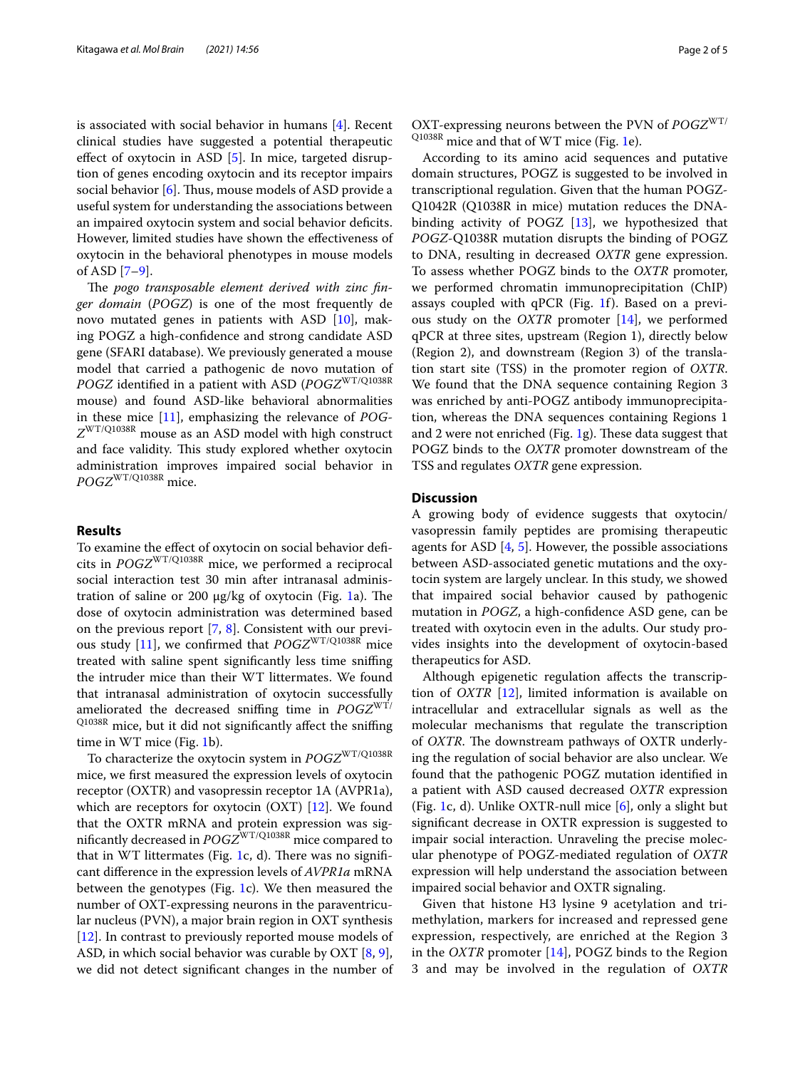is associated with social behavior in humans [4]. Recent clinical studies have suggested a potential therapeutic effect of oxytocin in ASD [5]. In mice, targeted disruption of genes encoding oxytocin and its receptor impairs social behavior [6]. Thus, mouse models of ASD provide a useful system for understanding the associations between an impaired oxytocin system and social behavior deficits. However, limited studies have shown the effectiveness of oxytocin in the behavioral phenotypes in mouse models of ASD [7–9].

The *pogo transposable element derived with zinc finger domain* (*POGZ*) is one of the most frequently de novo mutated genes in patients with ASD [10], making POGZ a high-confidence and strong candidate ASD gene (SFARI database). We previously generated a mouse model that carried a pathogenic de novo mutation of *POGZ* identified in a patient with ASD (*POGZ*$^{WT/Q1038R}$ mouse) and found ASD-like behavioral abnormalities in these mice [11], emphasizing the relevance of *POGZ*$^{WT/Q1038R}$ mouse as an ASD model with high construct and face validity. This study explored whether oxytocin administration improves impaired social behavior in *POGZ*$^{WT/Q1038R}$ mice.

## Results

To examine the effect of oxytocin on social behavior deficits in *POGZ*$^{WT/Q1038R}$ mice, we performed a reciprocal social interaction test 30 min after intranasal administration of saline or 200 µg/kg of oxytocin (Fig. 1a). The dose of oxytocin administration was determined based on the previous report [7, 8]. Consistent with our previous study [11], we confirmed that *POGZ*$^{WT/Q1038R}$ mice treated with saline spent significantly less time sniffing the intruder mice than their WT littermates. We found that intranasal administration of oxytocin successfully ameliorated the decreased sniffing time in *POGZ*$^{WT/Q1038R}$ mice, but it did not significantly affect the sniffing time in WT mice (Fig. 1b).

To characterize the oxytocin system in *POGZ*$^{WT/Q1038R}$ mice, we first measured the expression levels of oxytocin receptor (OXTR) and vasopressin receptor 1A (AVPR1a), which are receptors for oxytocin (OXT) [12]. We found that the OXTR mRNA and protein expression was significantly decreased in *POGZ*$^{WT/Q1038R}$ mice compared to that in WT littermates (Fig. 1c, d). There was no significant difference in the expression levels of *AVPR1a* mRNA between the genotypes (Fig. 1c). We then measured the number of OXT-expressing neurons in the paraventricular nucleus (PVN), a major brain region in OXT synthesis [12]. In contrast to previously reported mouse models of ASD, in which social behavior was curable by OXT [8, 9], we did not detect significant changes in the number of OXT-expressing neurons between the PVN of *POGZ*$^{WT/Q1038R}$ mice and that of WT mice (Fig. 1e).

According to its amino acid sequences and putative domain structures, POGZ is suggested to be involved in transcriptional regulation. Given that the human POGZ-Q1042R (Q1038R in mice) mutation reduces the DNA-binding activity of POGZ [13], we hypothesized that *POGZ*-Q1038R mutation disrupts the binding of POGZ to DNA, resulting in decreased *OXTR* gene expression. To assess whether POGZ binds to the *OXTR* promoter, we performed chromatin immunoprecipitation (ChIP) assays coupled with qPCR (Fig. 1f). Based on a previous study on the *OXTR* promoter [14], we performed qPCR at three sites, upstream (Region 1), directly below (Region 2), and downstream (Region 3) of the translation start site (TSS) in the promoter region of *OXTR*. We found that the DNA sequence containing Region 3 was enriched by anti-POGZ antibody immunoprecipitation, whereas the DNA sequences containing Regions 1 and 2 were not enriched (Fig. 1g). These data suggest that POGZ binds to the *OXTR* promoter downstream of the TSS and regulates *OXTR* gene expression.

## Discussion

A growing body of evidence suggests that oxytocin/vasopressin family peptides are promising therapeutic agents for ASD [4, 5]. However, the possible associations between ASD-associated genetic mutations and the oxytocin system are largely unclear. In this study, we showed that impaired social behavior caused by pathogenic mutation in *POGZ*, a high-confidence ASD gene, can be treated with oxytocin even in the adults. Our study provides insights into the development of oxytocin-based therapeutics for ASD.

Although epigenetic regulation affects the transcription of *OXTR* [12], limited information is available on intracellular and extracellular signals as well as the molecular mechanisms that regulate the transcription of *OXTR*. The downstream pathways of OXTR underlying the regulation of social behavior are also unclear. We found that the pathogenic POGZ mutation identified in a patient with ASD caused decreased *OXTR* expression (Fig. 1c, d). Unlike OXTR-null mice [6], only a slight but significant decrease in OXTR expression is suggested to impair social interaction. Unraveling the precise molecular phenotype of POGZ-mediated regulation of *OXTR* expression will help understand the association between impaired social behavior and OXTR signaling.

Given that histone H3 lysine 9 acetylation and trimethylation, markers for increased and repressed gene expression, respectively, are enriched at the Region 3 in the *OXTR* promoter [14], POGZ binds to the Region 3 and may be involved in the regulation of *OXTR*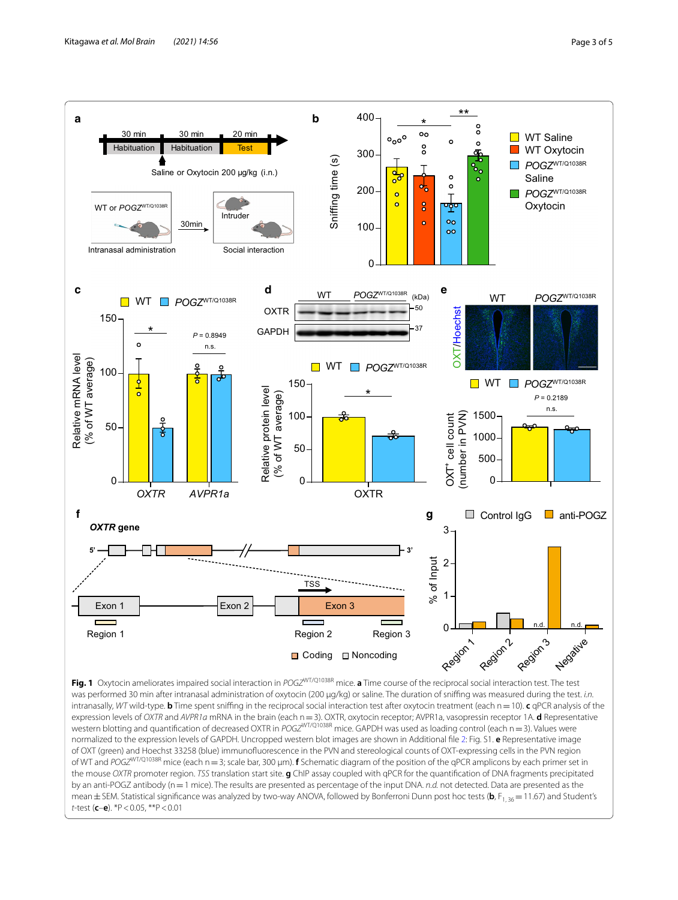**Fig. 1** Oxytocin ameliorates impaired social interaction in *POGZ*$^{WT/Q1038R}$ mice. **a** Time course of the reciprocal social interaction test. The test was performed 30 min after intranasal administration of oxytocin (200 μg/kg) or saline. The duration of sniffing was measured during the test. *i.n.* intranasally, *WT* wild-type. **b** Time spent sniffing in the reciprocal social interaction test after oxytocin treatment (each n = 10). **c** qPCR analysis of the expression levels of *OXTR* and *AVPR1a* mRNA in the brain (each n = 3). OXTR, oxytocin receptor; AVPR1a, vasopressin receptor 1A. **d** Representative western blotting and quantification of decreased OXTR in *POGZ*$^{WT/Q1038R}$ mice. GAPDH was used as loading control (each n = 3). Values were normalized to the expression levels of GAPDH. Uncropped western blot images are shown in Additional file 2: Fig. S1. **e** Representative image of OXT (green) and Hoechst 33258 (blue) immunofluorescence in the PVN and stereological counts of OXT-expressing cells in the PVN region of WT and *POGZ*$^{WT/Q1038R}$ mice (each n = 3; scale bar, 300 μm). **f** Schematic diagram of the position of the qPCR amplicons by each primer set in the mouse *OXTR* promoter region. *TSS* translation start site. **g** ChIP assay coupled with qPCR for the quantification of DNA fragments precipitated by an anti-POGZ antibody (n = 1 mice). The results are presented as percentage of the input DNA. *n.d.* not detected. Data are presented as the mean ± SEM. Statistical significance was analyzed by two-way ANOVA, followed by Bonferroni Dunn post hoc tests (**b**, $F_{1, 36} = 11.67$) and Student's *t*-test (**c**–**e**). *P < 0.05, **P < 0.01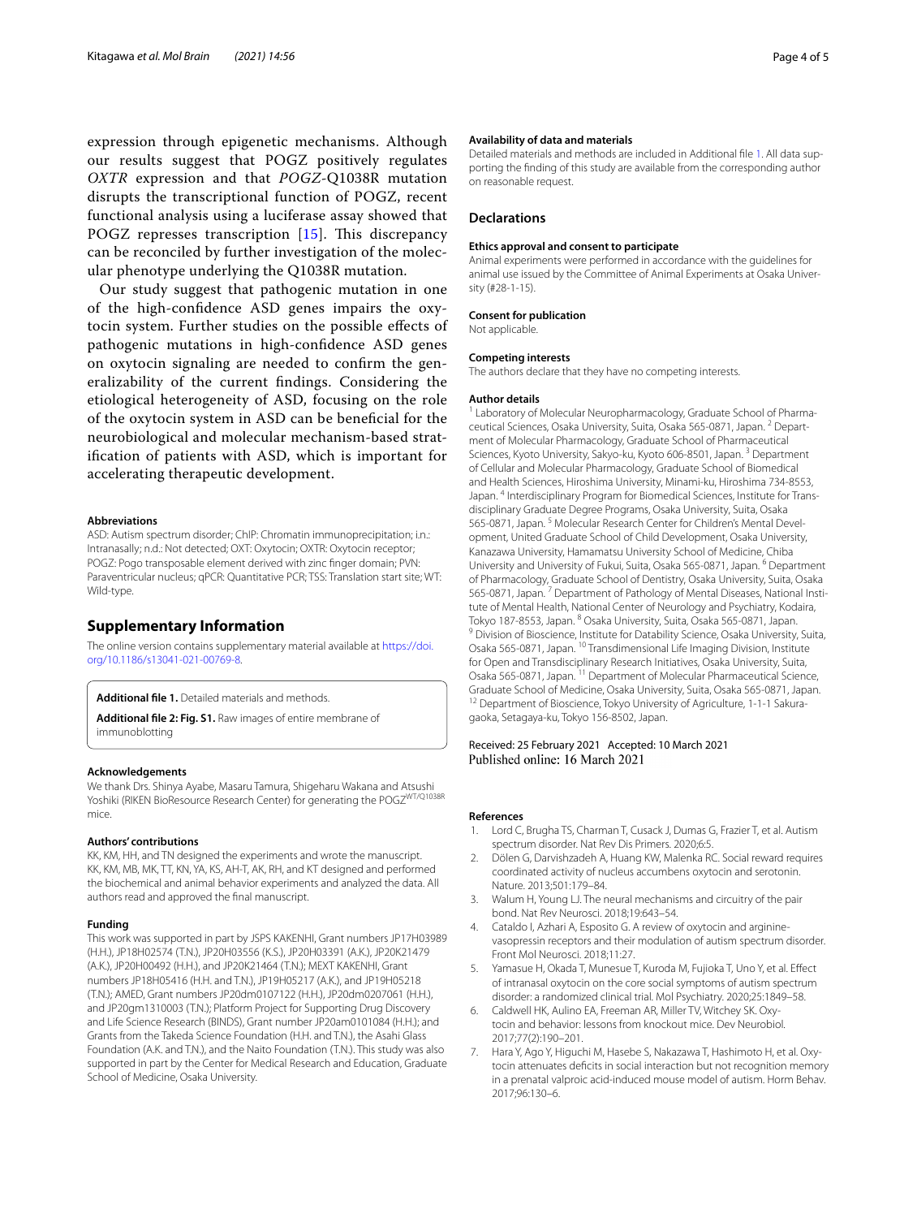expression through epigenetic mechanisms. Although our results suggest that POGZ positively regulates *OXTR* expression and that *POGZ*-Q1038R mutation disrupts the transcriptional function of POGZ, recent functional analysis using a luciferase assay showed that POGZ represses transcription [15]. This discrepancy can be reconciled by further investigation of the molecular phenotype underlying the Q1038R mutation.

Our study suggest that pathogenic mutation in one of the high-confidence ASD genes impairs the oxytocin system. Further studies on the possible effects of pathogenic mutations in high-confidence ASD genes on oxytocin signaling are needed to confirm the generalizability of the current findings. Considering the etiological heterogeneity of ASD, focusing on the role of the oxytocin system in ASD can be beneficial for the neurobiological and molecular mechanism-based stratification of patients with ASD, which is important for accelerating therapeutic development.

#### Abbreviations

ASD: Autism spectrum disorder; ChIP: Chromatin immunoprecipitation; i.n.: Intranasally; n.d.: Not detected; OXT: Oxytocin; OXTR: Oxytocin receptor; POGZ: Pogo transposable element derived with zinc finger domain; PVN: Paraventricular nucleus; qPCR: Quantitative PCR; TSS: Translation start site; WT: Wild-type.

## Supplementary Information

The online version contains supplementary material available at https://doi.org/10.1186/s13041-021-00769-8.

**Additional file 1.** Detailed materials and methods.

**Additional file 2: Fig. S1.** Raw images of entire membrane of immunoblotting

#### Acknowledgements

We thank Drs. Shinya Ayabe, Masaru Tamura, Shigeharu Wakana and Atsushi Yoshiki (RIKEN BioResource Research Center) for generating the POGZ$^{WT/Q1038R}$ mice.

#### Authors' contributions

KK, KM, HH, and TN designed the experiments and wrote the manuscript. KK, KM, MB, MK, TT, KN, YA, KS, AH-T, AK, RH, and KT designed and performed the biochemical and animal behavior experiments and analyzed the data. All authors read and approved the final manuscript.

#### Funding

This work was supported in part by JSPS KAKENHI, Grant numbers JP17H03989 (H.H.), JP18H02574 (T.N.), JP20H03556 (K.S.), JP20H03391 (A.K.), JP20K21479 (A.K.), JP20H00492 (H.H.), and JP20K21464 (T.N.); MEXT KAKENHI, Grant numbers JP18H05416 (H.H. and T.N.), JP19H05217 (A.K.), and JP19H05218 (T.N.); AMED, Grant numbers JP20dm0107122 (H.H.), JP20dm0207061 (H.H.), and JP20gm1310003 (T.N.); Platform Project for Supporting Drug Discovery and Life Science Research (BINDS), Grant number JP20am0101084 (H.H.); and Grants from the Takeda Science Foundation (H.H. and T.N.), the Asahi Glass Foundation (A.K. and T.N.), and the Naito Foundation (T.N.). This study was also supported in part by the Center for Medical Research and Education, Graduate School of Medicine, Osaka University.

#### Availability of data and materials

Detailed materials and methods are included in Additional file 1. All data supporting the finding of this study are available from the corresponding author on reasonable request.

### Declarations

#### Ethics approval and consent to participate

Animal experiments were performed in accordance with the guidelines for animal use issued by the Committee of Animal Experiments at Osaka University (#28-1-15).

#### Consent for publication

Not applicable.

#### Competing interests

The authors declare that they have no competing interests.

#### Author details

[1] Laboratory of Molecular Neuropharmacology, Graduate School of Pharmaceutical Sciences, Osaka University, Suita, Osaka 565-0871, Japan. [2] Department of Molecular Pharmacology, Graduate School of Pharmaceutical Sciences, Kyoto University, Sakyo-ku, Kyoto 606-8501, Japan. [3] Department of Cellular and Molecular Pharmacology, Graduate School of Biomedical and Health Sciences, Hiroshima University, Minami-ku, Hiroshima 734-8553, Japan. [4] Interdisciplinary Program for Biomedical Sciences, Institute for Transdisciplinary Graduate Degree Programs, Osaka University, Suita, Osaka 565-0871, Japan. [5] Molecular Research Center for Children's Mental Development, United Graduate School of Child Development, Osaka University, Kanazawa University, Hamamatsu University School of Medicine, Chiba University and University of Fukui, Suita, Osaka 565-0871, Japan. [6] Department of Pharmacology, Graduate School of Dentistry, Osaka University, Suita, Osaka 565-0871, Japan. [7] Department of Pathology of Mental Diseases, National Institute of Mental Health, National Center of Neurology and Psychiatry, Kodaira, Tokyo 187-8553, Japan. [8] Osaka University, Suita, Osaka 565-0871, Japan. [9] Division of Bioscience, Institute for Datability Science, Osaka University, Suita, Osaka 565-0871, Japan. [10] Transdimensional Life Imaging Division, Institute for Open and Transdisciplinary Research Initiatives, Osaka University, Suita, Osaka 565-0871, Japan. [11] Department of Molecular Pharmaceutical Science, Graduate School of Medicine, Osaka University, Suita, Osaka 565-0871, Japan. [12] Department of Bioscience, Tokyo University of Agriculture, 1-1-1 Sakuragaoka, Setagaya-ku, Tokyo 156-8502, Japan.

Received: 25 February 2021 Accepted: 10 March 2021
Published online: 16 March 2021

#### References

1. Lord C, Brugha TS, Charman T, Cusack J, Dumas G, Frazier T, et al. Autism spectrum disorder. Nat Rev Dis Primers. 2020;6:5.
2. Dölen G, Darvishzadeh A, Huang KW, Malenka RC. Social reward requires coordinated activity of nucleus accumbens oxytocin and serotonin. Nature. 2013;501:179–84.
3. Walum H, Young LJ. The neural mechanisms and circuitry of the pair bond. Nat Rev Neurosci. 2018;19:643–54.
4. Cataldo I, Azhari A, Esposito G. A review of oxytocin and arginine-vasopressin receptors and their modulation of autism spectrum disorder. Front Mol Neurosci. 2018;11:27.
5. Yamasue H, Okada T, Munesue T, Kuroda M, Fujioka T, Uno Y, et al. Effect of intranasal oxytocin on the core social symptoms of autism spectrum disorder: a randomized clinical trial. Mol Psychiatry. 2020;25:1849–58.
6. Caldwell HK, Aulino EA, Freeman AR, Miller TV, Witchey SK. Oxytocin and behavior: lessons from knockout mice. Dev Neurobiol. 2017;77(2):190–201.
7. Hara Y, Ago Y, Higuchi M, Hasebe S, Nakazawa T, Hashimoto H, et al. Oxytocin attenuates deficits in social interaction but not recognition memory in a prenatal valproic acid-induced mouse model of autism. Horm Behav. 2017;96:130–6.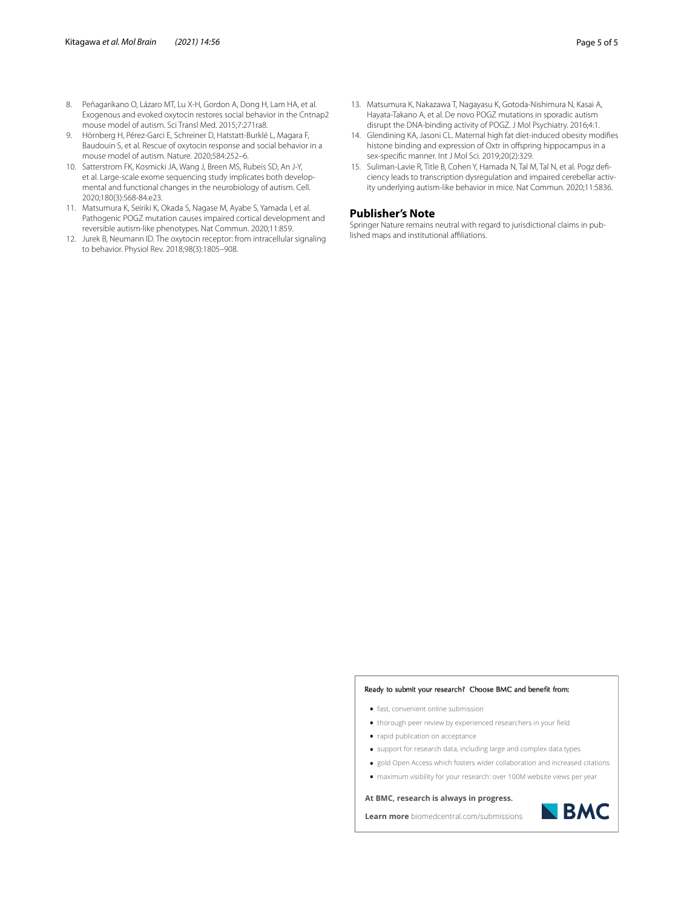8. Peñagarikano O, Lázaro MT, Lu X-H, Gordon A, Dong H, Lam HA, et al. Exogenous and evoked oxytocin restores social behavior in the Cntnap2 mouse model of autism. Sci Transl Med. 2015;7:271ra8.
9. Hörnberg H, Pérez-Garci E, Schreiner D, Hatstatt-Burklé L, Magara F, Baudouin S, et al. Rescue of oxytocin response and social behavior in a mouse model of autism. Nature. 2020;584:252–6.
10. Satterstrom FK, Kosmicki JA, Wang J, Breen MS, Rubeis SD, An J-Y, et al. Large-scale exome sequencing study implicates both developmental and functional changes in the neurobiology of autism. Cell. 2020;180(3):568-84.e23.
11. Matsumura K, Seiriki K, Okada S, Nagase M, Ayabe S, Yamada I, et al. Pathogenic POGZ mutation causes impaired cortical development and reversible autism-like phenotypes. Nat Commun. 2020;11:859.
12. Jurek B, Neumann ID. The oxytocin receptor: from intracellular signaling to behavior. Physiol Rev. 2018;98(3):1805–908.
13. Matsumura K, Nakazawa T, Nagayasu K, Gotoda-Nishimura N, Kasai A, Hayata-Takano A, et al. De novo POGZ mutations in sporadic autism disrupt the DNA-binding activity of POGZ. J Mol Psychiatry. 2016;4:1.
14. Glendining KA, Jasoni CL. Maternal high fat diet-induced obesity modifies histone binding and expression of Oxtr in offspring hippocampus in a sex-specific manner. Int J Mol Sci. 2019;20(2):329.
15. Suliman-Lavie R, Title B, Cohen Y, Hamada N, Tal M, Tal N, et al. Pogz deficiency leads to transcription dysregulation and impaired cerebellar activity underlying autism-like behavior in mice. Nat Commun. 2020;11:5836.

## Publisher's Note

Springer Nature remains neutral with regard to jurisdictional claims in published maps and institutional affiliations.

Ready to submit your research? Choose BMC and benefit from:

- fast, convenient online submission
- thorough peer review by experienced researchers in your field
- rapid publication on acceptance
- support for research data, including large and complex data types
- gold Open Access which fosters wider collaboration and increased citations
- maximum visibility for your research: over 100M website views per year

**At BMC, research is always in progress.**

**Learn more** biomedcentral.com/submissions

BMC